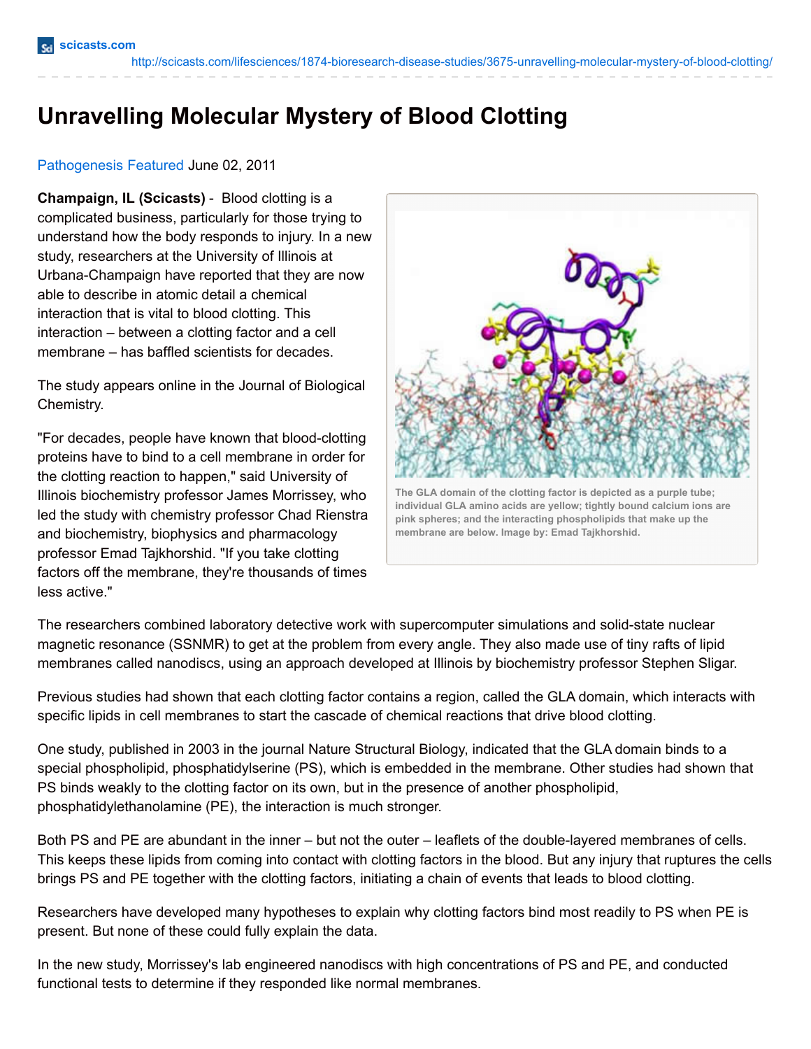# Unravelling Molecular Mystery of Blood Clotting

Pathogenesis Featured June 02, 2011

**Champaign, IL (Scicasts)** - Blood clotting is a complicated business, particularly for those trying to understand how the body responds to injury. In a new study, researchers at the University of Illinois at Urbana-Champaign have reported that they are now able to describe in atomic detail a chemical interaction that is vital to blood clotting. This interaction – between a clotting factor and a cell membrane – has baffled scientists for decades.

The study appears online in the Journal of Biological Chemistry.

"For decades, people have known that blood-clotting proteins have to bind to a cell membrane in order for the clotting reaction to happen," said University of Illinois biochemistry professor James Morrissey, who led the study with chemistry professor Chad Rienstra and biochemistry, biophysics and pharmacology professor Emad Tajkhorshid. "If you take clotting factors off the membrane, they're thousands of times less active."

The GLA domain of the clotting factor is depicted as a purple tube; individual GLA amino acids are yellow; tightly bound calcium ions are pink spheres; and the interacting phospholipids that make up the membrane are below. Image by: Emad Tajkhorshid.

The researchers combined laboratory detective work with supercomputer simulations and solid-state nuclear magnetic resonance (SSNMR) to get at the problem from every angle. They also made use of tiny rafts of lipid membranes called nanodiscs, using an approach developed at Illinois by biochemistry professor Stephen Sligar.

Previous studies had shown that each clotting factor contains a region, called the GLA domain, which interacts with specific lipids in cell membranes to start the cascade of chemical reactions that drive blood clotting.

One study, published in 2003 in the journal Nature Structural Biology, indicated that the GLA domain binds to a special phospholipid, phosphatidylserine (PS), which is embedded in the membrane. Other studies had shown that PS binds weakly to the clotting factor on its own, but in the presence of another phospholipid, phosphatidylethanolamine (PE), the interaction is much stronger.

Both PS and PE are abundant in the inner – but not the outer – leaflets of the double-layered membranes of cells. This keeps these lipids from coming into contact with clotting factors in the blood. But any injury that ruptures the cells brings PS and PE together with the clotting factors, initiating a chain of events that leads to blood clotting.

Researchers have developed many hypotheses to explain why clotting factors bind most readily to PS when PE is present. But none of these could fully explain the data.

In the new study, Morrissey's lab engineered nanodiscs with high concentrations of PS and PE, and conducted functional tests to determine if they responded like normal membranes.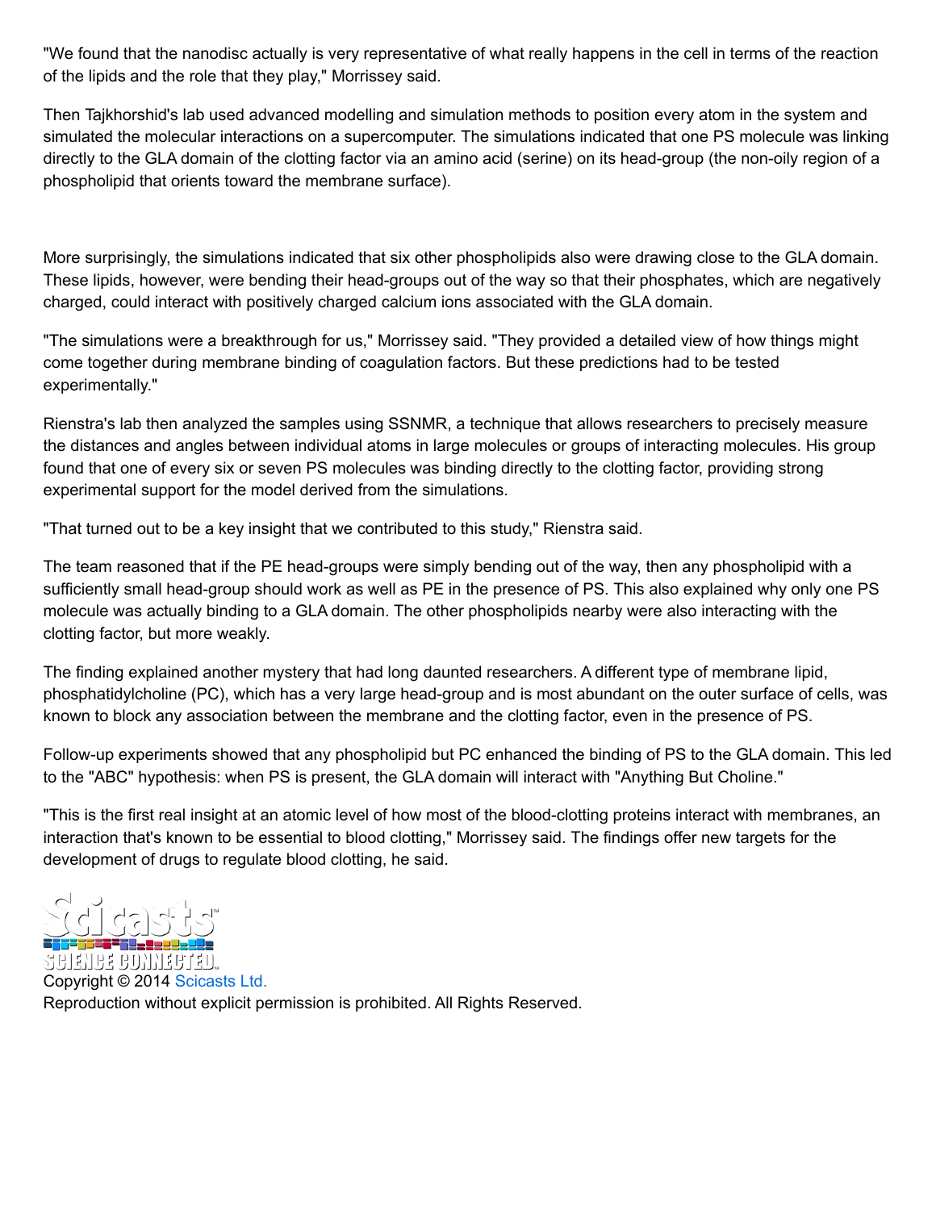"We found that the nanodisc actually is very representative of what really happens in the cell in terms of the reaction of the lipids and the role that they play," Morrissey said.

Then Tajkhorshid's lab used advanced modelling and simulation methods to position every atom in the system and simulated the molecular interactions on a supercomputer. The simulations indicated that one PS molecule was linking directly to the GLA domain of the clotting factor via an amino acid (serine) on its head-group (the non-oily region of a phospholipid that orients toward the membrane surface).

More surprisingly, the simulations indicated that six other phospholipids also were drawing close to the GLA domain. These lipids, however, were bending their head-groups out of the way so that their phosphates, which are negatively charged, could interact with positively charged calcium ions associated with the GLA domain.

"The simulations were a breakthrough for us," Morrissey said. "They provided a detailed view of how things might come together during membrane binding of coagulation factors. But these predictions had to be tested experimentally."

Rienstra's lab then analyzed the samples using SSNMR, a technique that allows researchers to precisely measure the distances and angles between individual atoms in large molecules or groups of interacting molecules. His group found that one of every six or seven PS molecules was binding directly to the clotting factor, providing strong experimental support for the model derived from the simulations.

"That turned out to be a key insight that we contributed to this study," Rienstra said.

The team reasoned that if the PE head-groups were simply bending out of the way, then any phospholipid with a sufficiently small head-group should work as well as PE in the presence of PS. This also explained why only one PS molecule was actually binding to a GLA domain. The other phospholipids nearby were also interacting with the clotting factor, but more weakly.

The finding explained another mystery that had long daunted researchers. A different type of membrane lipid, phosphatidylcholine (PC), which has a very large head-group and is most abundant on the outer surface of cells, was known to block any association between the membrane and the clotting factor, even in the presence of PS.

Follow-up experiments showed that any phospholipid but PC enhanced the binding of PS to the GLA domain. This led to the "ABC" hypothesis: when PS is present, the GLA domain will interact with "Anything But Choline."

"This is the first real insight at an atomic level of how most of the blood-clotting proteins interact with membranes, an interaction that's known to be essential to blood clotting," Morrissey said. The findings offer new targets for the development of drugs to regulate blood clotting, he said.

Scicasts SCIENCE CONNECTED

Copyright © 2014 Scicasts Ltd.

Reproduction without explicit permission is prohibited. All Rights Reserved.